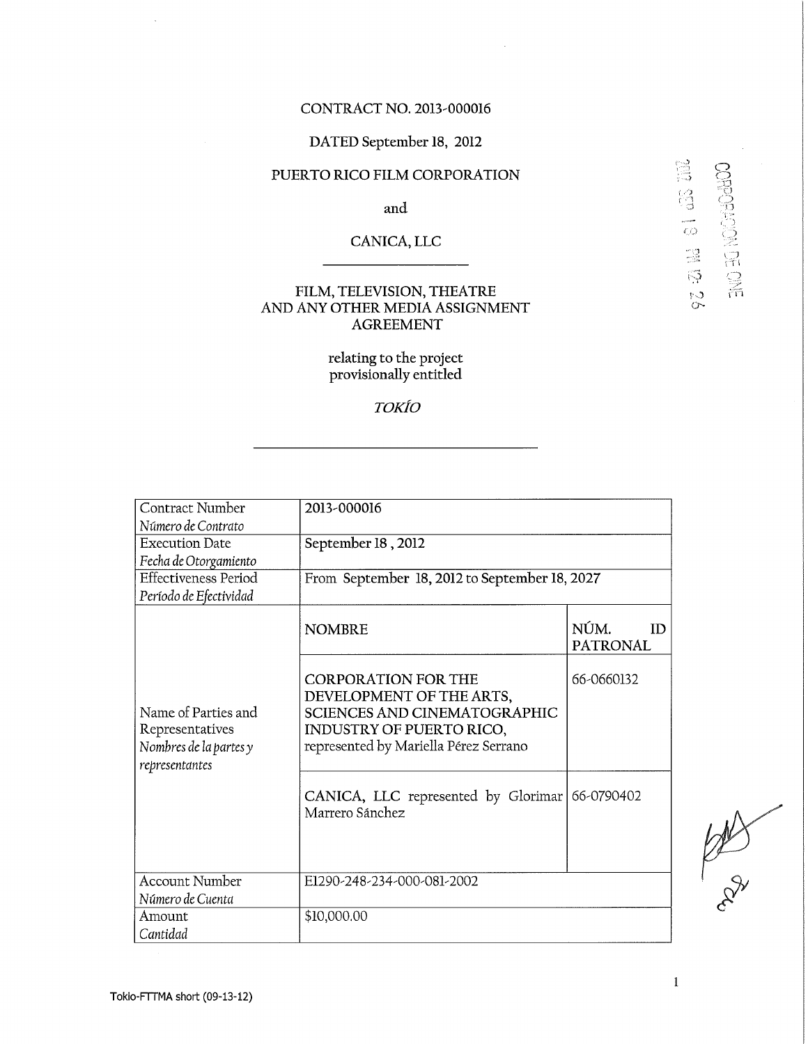CONTRACT NO. 2013-000016

DATED September 18, 2012

PUERTO RICO FILM CORPORATION

and

CANICA, LLC

FILM, TELEVISION, THEATRE AND ANY OTHER MEDIA ASSIGNMENT AGREEMENT

relating to the project provisionally entitled

*TOKÍO*

| Contract Number<br>*Número de Contrato* | 2013-000016 | |
|---|---|---|
| Execution Date<br>*Fecha de Otorgamiento* | September 18 , 2012 | |
| Effectiveness Period<br>*Período de Efectividad* | From September 18, 2012 to September 18, 2027 | |
| Name of Parties and Representatives<br>*Nombres de la partes y representantes* | NOMBRE | NÚM. ID PATRONAL |
| | CORPORATION FOR THE DEVELOPMENT OF THE ARTS, SCIENCES AND CINEMATOGRAPHIC INDUSTRY OF PUERTO RICO, represented by Mariella Pérez Serrano | 66-0660132 |
| | CANICA, LLC represented by Glorimar Marrero Sánchez | 66-0790402 |
| Account Number<br>*Número de Cuenta* | E1290-248-234-000-081-2002 | |
| Amount<br>*Cantidad* | $10,000.00 | |

Tokio-FTTMA short (09-13-12)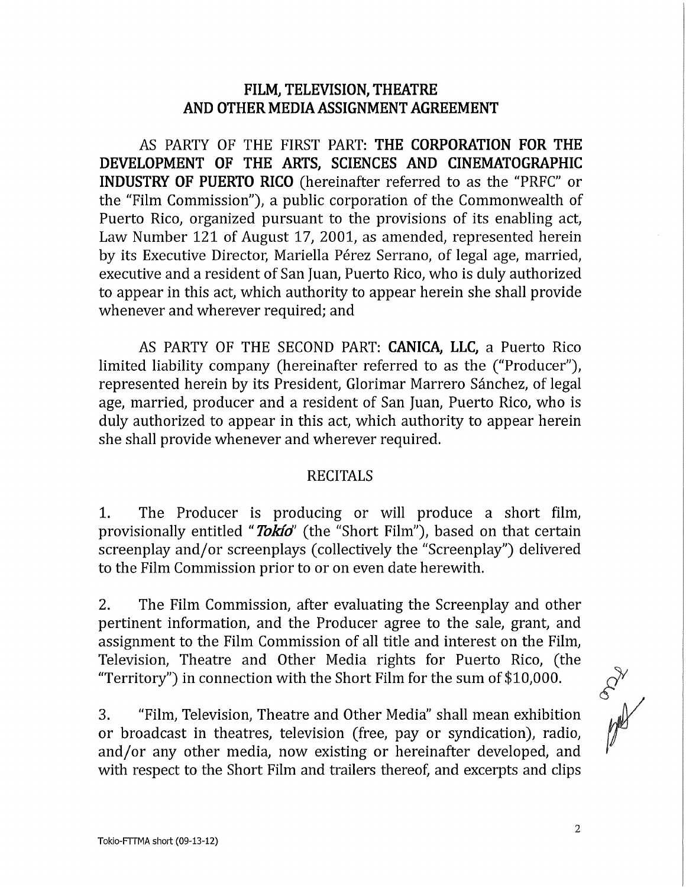# FILM, TELEVISION, THEATRE AND OTHER MEDIA ASSIGNMENT AGREEMENT

AS PARTY OF THE FIRST PART: **THE CORPORATION FOR THE DEVELOPMENT OF THE ARTS, SCIENCES AND CINEMATOGRAPHIC INDUSTRY OF PUERTO RICO** (hereinafter referred to as the "PRFC" or the "Film Commission"), a public corporation of the Commonwealth of Puerto Rico, organized pursuant to the provisions of its enabling act, Law Number 121 of August 17, 2001, as amended, represented herein by its Executive Director, Mariella Pérez Serrano, of legal age, married, executive and a resident of San Juan, Puerto Rico, who is duly authorized to appear in this act, which authority to appear herein she shall provide whenever and wherever required; and

AS PARTY OF THE SECOND PART: **CANICA, LLC,** a Puerto Rico limited liability company (hereinafter referred to as the ("Producer"), represented herein by its President, Glorimar Marrero Sánchez, of legal age, married, producer and a resident of San Juan, Puerto Rico, who is duly authorized to appear in this act, which authority to appear herein she shall provide whenever and wherever required.

## RECITALS

1. The Producer is producing or will produce a short film, provisionally entitled "***Tokío***" (the "Short Film"), based on that certain screenplay and/or screenplays (collectively the "Screenplay") delivered to the Film Commission prior to or on even date herewith.

2. The Film Commission, after evaluating the Screenplay and other pertinent information, and the Producer agree to the sale, grant, and assignment to the Film Commission of all title and interest on the Film, Television, Theatre and Other Media rights for Puerto Rico, (the "Territory") in connection with the Short Film for the sum of $10,000.

3. "Film, Television, Theatre and Other Media" shall mean exhibition or broadcast in theatres, television (free, pay or syndication), radio, and/or any other media, now existing or hereinafter developed, and with respect to the Short Film and trailers thereof, and excerpts and clips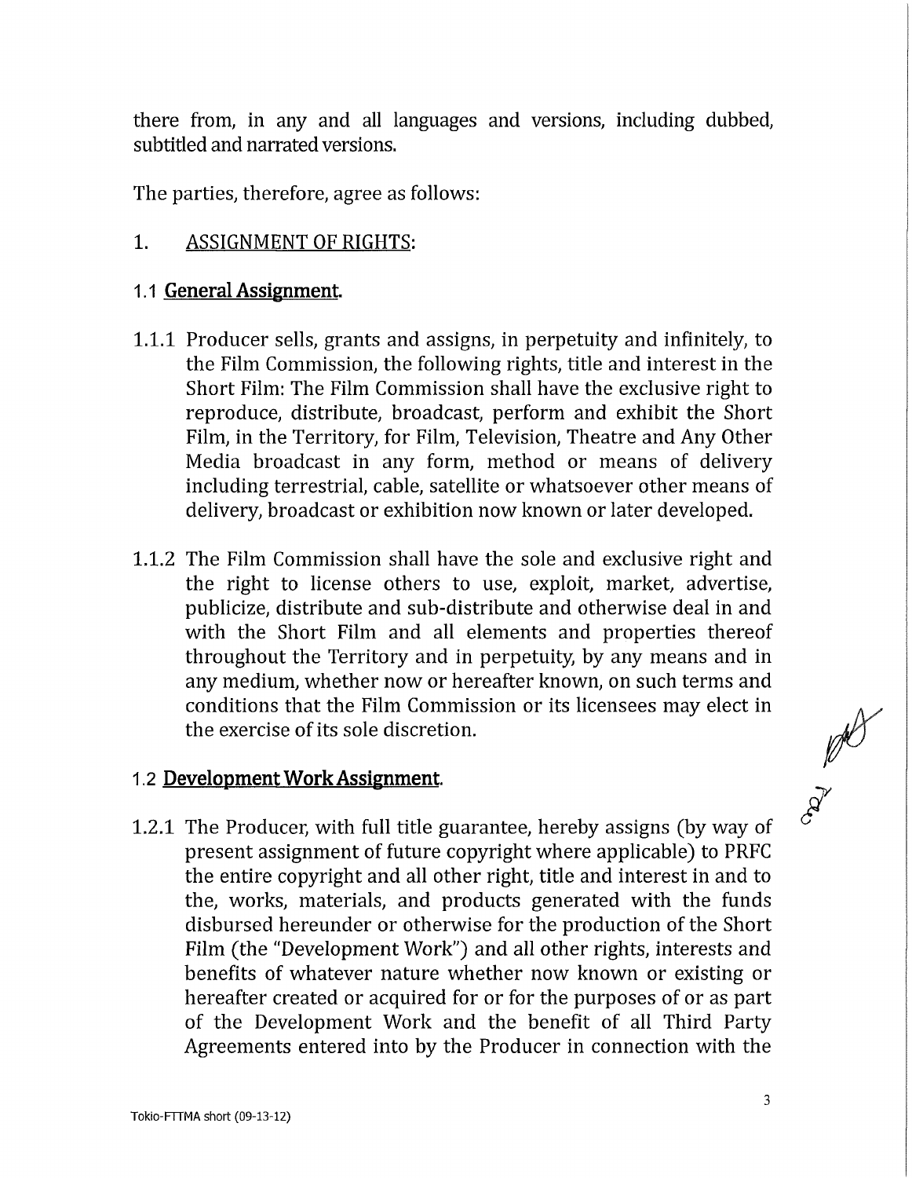there from, in any and all languages and versions, including dubbed, subtitled and narrated versions.

The parties, therefore, agree as follows:

1. ASSIGNMENT OF RIGHTS:

## 1.1 **General Assignment.**

1.1.1 Producer sells, grants and assigns, in perpetuity and infinitely, to the Film Commission, the following rights, title and interest in the Short Film: The Film Commission shall have the exclusive right to reproduce, distribute, broadcast, perform and exhibit the Short Film, in the Territory, for Film, Television, Theatre and Any Other Media broadcast in any form, method or means of delivery including terrestrial, cable, satellite or whatsoever other means of delivery, broadcast or exhibition now known or later developed.

1.1.2 The Film Commission shall have the sole and exclusive right and the right to license others to use, exploit, market, advertise, publicize, distribute and sub-distribute and otherwise deal in and with the Short Film and all elements and properties thereof throughout the Territory and in perpetuity, by any means and in any medium, whether now or hereafter known, on such terms and conditions that the Film Commission or its licensees may elect in the exercise of its sole discretion.

## 1.2 **Development Work Assignment.**

1.2.1 The Producer, with full title guarantee, hereby assigns (by way of present assignment of future copyright where applicable) to PRFC the entire copyright and all other right, title and interest in and to the, works, materials, and products generated with the funds disbursed hereunder or otherwise for the production of the Short Film (the "Development Work") and all other rights, interests and benefits of whatever nature whether now known or existing or hereafter created or acquired for or for the purposes of or as part of the Development Work and the benefit of all Third Party Agreements entered into by the Producer in connection with the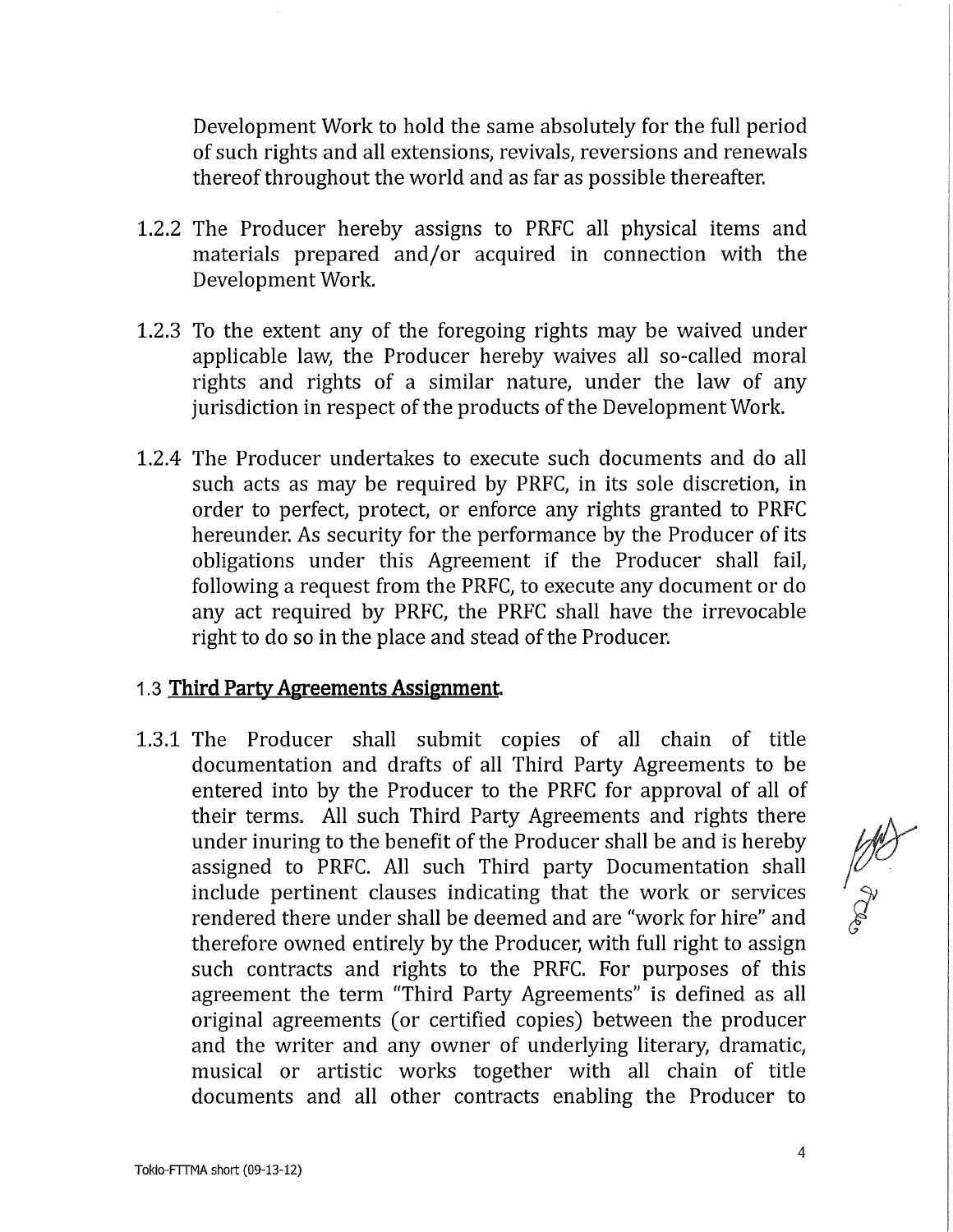Development Work to hold the same absolutely for the full period of such rights and all extensions, revivals, reversions and renewals thereof throughout the world and as far as possible thereafter.

1.2.2 The Producer hereby assigns to PRFC all physical items and materials prepared and/or acquired in connection with the Development Work.

1.2.3 To the extent any of the foregoing rights may be waived under applicable law, the Producer hereby waives all so-called moral rights and rights of a similar nature, under the law of any jurisdiction in respect of the products of the Development Work.

1.2.4 The Producer undertakes to execute such documents and do all such acts as may be required by PRFC, in its sole discretion, in order to perfect, protect, or enforce any rights granted to PRFC hereunder. As security for the performance by the Producer of its obligations under this Agreement if the Producer shall fail, following a request from the PRFC, to execute any document or do any act required by PRFC, the PRFC shall have the irrevocable right to do so in the place and stead of the Producer.

1.3 **Third Party Agreements Assignment.**

1.3.1 The Producer shall submit copies of all chain of title documentation and drafts of all Third Party Agreements to be entered into by the Producer to the PRFC for approval of all of their terms. All such Third Party Agreements and rights there under inuring to the benefit of the Producer shall be and is hereby assigned to PRFC. All such Third party Documentation shall include pertinent clauses indicating that the work or services rendered there under shall be deemed and are "work for hire" and therefore owned entirely by the Producer, with full right to assign such contracts and rights to the PRFC. For purposes of this agreement the term "Third Party Agreements" is defined as all original agreements (or certified copies) between the producer and the writer and any owner of underlying literary, dramatic, musical or artistic works together with all chain of title documents and all other contracts enabling the Producer to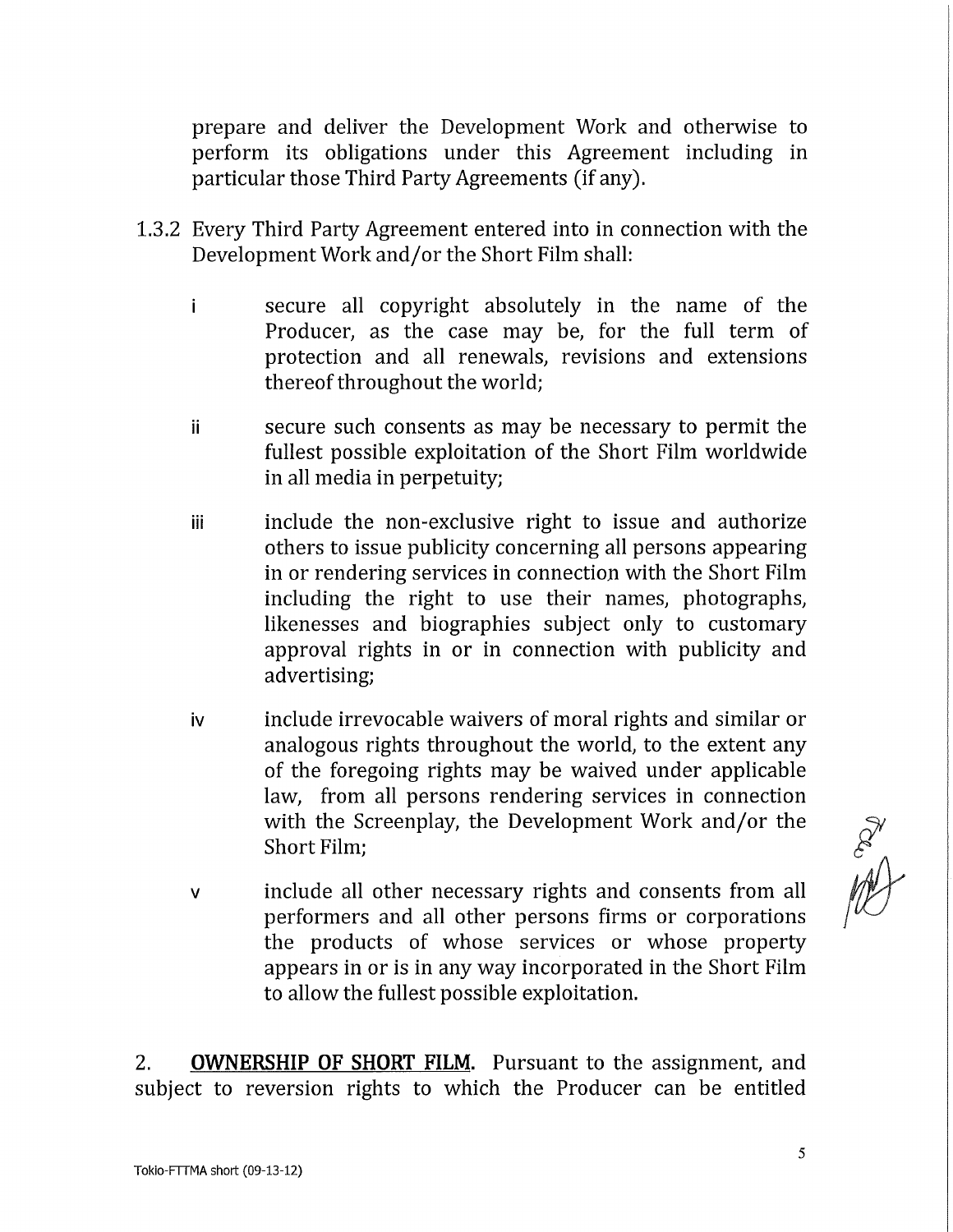prepare and deliver the Development Work and otherwise to perform its obligations under this Agreement including in particular those Third Party Agreements (if any).

1.3.2 Every Third Party Agreement entered into in connection with the Development Work and/or the Short Film shall:

i secure all copyright absolutely in the name of the Producer, as the case may be, for the full term of protection and all renewals, revisions and extensions thereof throughout the world;

ii secure such consents as may be necessary to permit the fullest possible exploitation of the Short Film worldwide in all media in perpetuity;

iii include the non-exclusive right to issue and authorize others to issue publicity concerning all persons appearing in or rendering services in connection with the Short Film including the right to use their names, photographs, likenesses and biographies subject only to customary approval rights in or in connection with publicity and advertising;

iv include irrevocable waivers of moral rights and similar or analogous rights throughout the world, to the extent any of the foregoing rights may be waived under applicable law, from all persons rendering services in connection with the Screenplay, the Development Work and/or the Short Film;

v include all other necessary rights and consents from all performers and all other persons firms or corporations the products of whose services or whose property appears in or is in any way incorporated in the Short Film to allow the fullest possible exploitation.

2. **OWNERSHIP OF SHORT FILM**. Pursuant to the assignment, and subject to reversion rights to which the Producer can be entitled

Tokio-FTTMA short (09-13-12)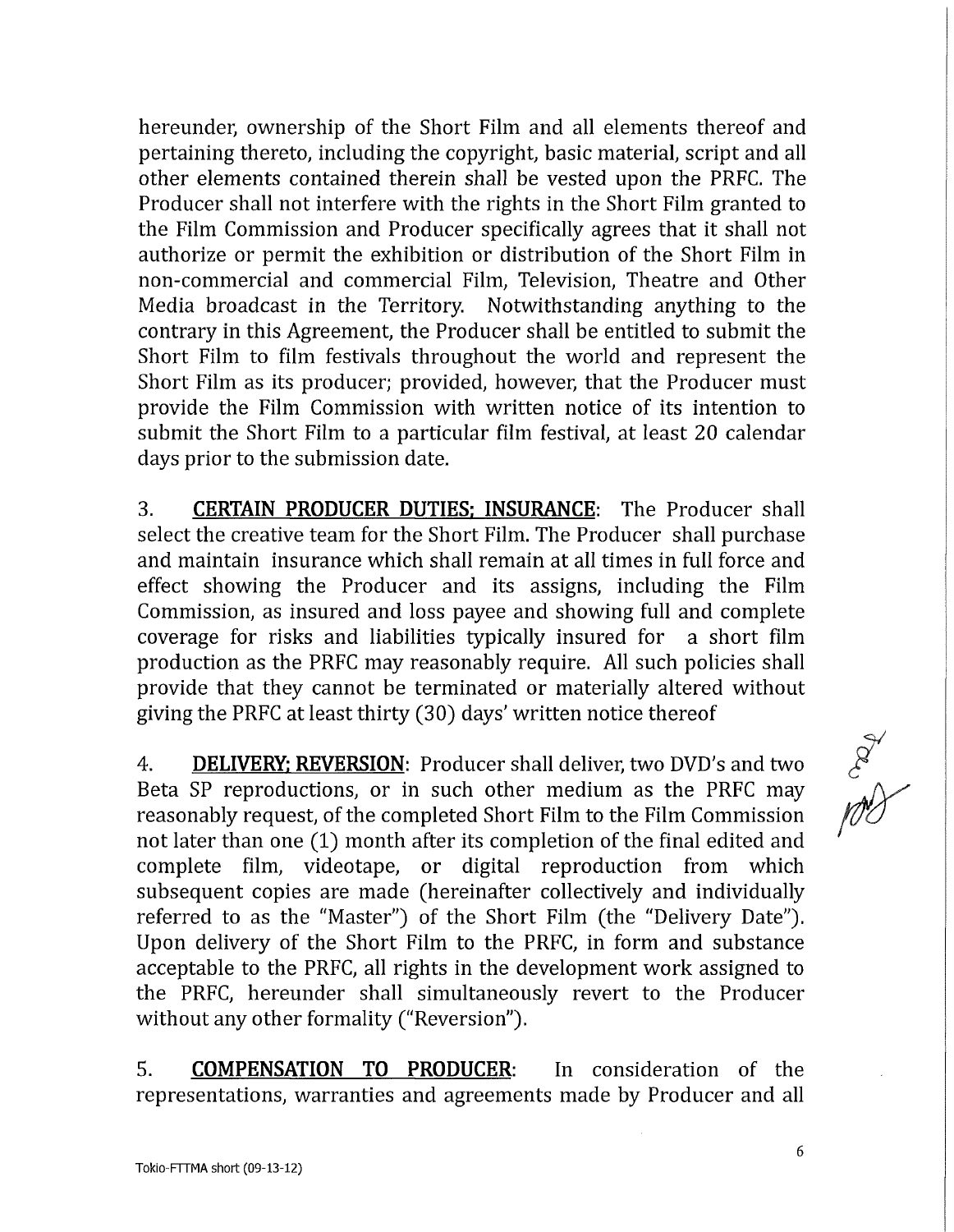hereunder, ownership of the Short Film and all elements thereof and pertaining thereto, including the copyright, basic material, script and all other elements contained therein shall be vested upon the PRFC. The Producer shall not interfere with the rights in the Short Film granted to the Film Commission and Producer specifically agrees that it shall not authorize or permit the exhibition or distribution of the Short Film in non-commercial and commercial Film, Television, Theatre and Other Media broadcast in the Territory. Notwithstanding anything to the contrary in this Agreement, the Producer shall be entitled to submit the Short Film to film festivals throughout the world and represent the Short Film as its producer; provided, however, that the Producer must provide the Film Commission with written notice of its intention to submit the Short Film to a particular film festival, at least 20 calendar days prior to the submission date.

3. **CERTAIN PRODUCER DUTIES; INSURANCE**: The Producer shall select the creative team for the Short Film. The Producer shall purchase and maintain insurance which shall remain at all times in full force and effect showing the Producer and its assigns, including the Film Commission, as insured and loss payee and showing full and complete coverage for risks and liabilities typically insured for a short film production as the PRFC may reasonably require. All such policies shall provide that they cannot be terminated or materially altered without giving the PRFC at least thirty (30) days' written notice thereof

4. **DELIVERY; REVERSION**: Producer shall deliver, two DVD's and two Beta SP reproductions, or in such other medium as the PRFC may reasonably request, of the completed Short Film to the Film Commission not later than one (1) month after its completion of the final edited and complete film, videotape, or digital reproduction from which subsequent copies are made (hereinafter collectively and individually referred to as the "Master") of the Short Film (the "Delivery Date"). Upon delivery of the Short Film to the PRFC, in form and substance acceptable to the PRFC, all rights in the development work assigned to the PRFC, hereunder shall simultaneously revert to the Producer without any other formality ("Reversion").

5. **COMPENSATION TO PRODUCER**: In consideration of the representations, warranties and agreements made by Producer and all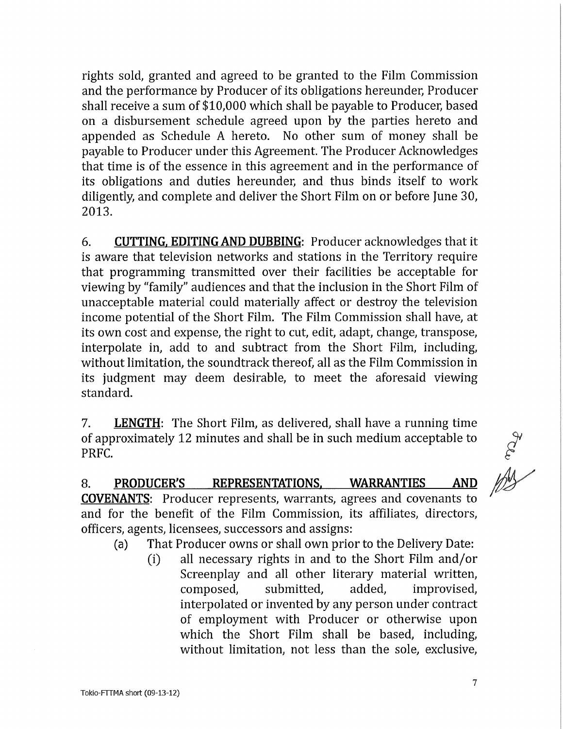rights sold, granted and agreed to be granted to the Film Commission and the performance by Producer of its obligations hereunder, Producer shall receive a sum of $10,000 which shall be payable to Producer, based on a disbursement schedule agreed upon by the parties hereto and appended as Schedule A hereto. No other sum of money shall be payable to Producer under this Agreement. The Producer Acknowledges that time is of the essence in this agreement and in the performance of its obligations and duties hereunder, and thus binds itself to work diligently, and complete and deliver the Short Film on or before June 30, 2013.

6. **CUTTING, EDITING AND DUBBING**: Producer acknowledges that it is aware that television networks and stations in the Territory require that programming transmitted over their facilities be acceptable for viewing by "family" audiences and that the inclusion in the Short Film of unacceptable material could materially affect or destroy the television income potential of the Short Film. The Film Commission shall have, at its own cost and expense, the right to cut, edit, adapt, change, transpose, interpolate in, add to and subtract from the Short Film, including, without limitation, the soundtrack thereof, all as the Film Commission in its judgment may deem desirable, to meet the aforesaid viewing standard.

7. **LENGTH**: The Short Film, as delivered, shall have a running time of approximately 12 minutes and shall be in such medium acceptable to PRFC.

8. **PRODUCER'S REPRESENTATIONS, WARRANTIES AND COVENANTS**: Producer represents, warrants, agrees and covenants to and for the benefit of the Film Commission, its affiliates, directors, officers, agents, licensees, successors and assigns:

(a) That Producer owns or shall own prior to the Delivery Date:

(i) all necessary rights in and to the Short Film and/or Screenplay and all other literary material written, composed, submitted, added, improvised, interpolated or invented by any person under contract of employment with Producer or otherwise upon which the Short Film shall be based, including, without limitation, not less than the sole, exclusive,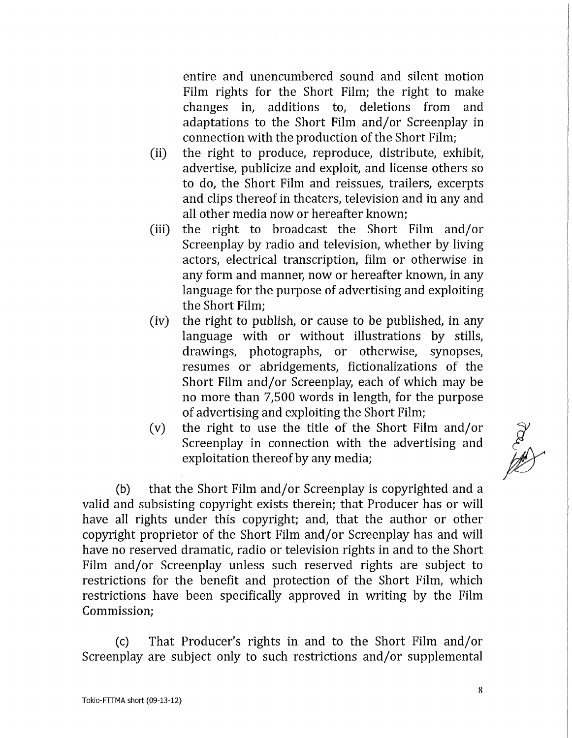entire and unencumbered sound and silent motion Film rights for the Short Film; the right to make changes in, additions to, deletions from and adaptations to the Short Film and/or Screenplay in connection with the production of the Short Film;

(ii) the right to produce, reproduce, distribute, exhibit, advertise, publicize and exploit, and license others so to do, the Short Film and reissues, trailers, excerpts and clips thereof in theaters, television and in any and all other media now or hereafter known;

(iii) the right to broadcast the Short Film and/or Screenplay by radio and television, whether by living actors, electrical transcription, film or otherwise in any form and manner, now or hereafter known, in any language for the purpose of advertising and exploiting the Short Film;

(iv) the right to publish, or cause to be published, in any language with or without illustrations by stills, drawings, photographs, or otherwise, synopses, resumes or abridgements, fictionalizations of the Short Film and/or Screenplay, each of which may be no more than 7,500 words in length, for the purpose of advertising and exploiting the Short Film;

(v) the right to use the title of the Short Film and/or Screenplay in connection with the advertising and exploitation thereof by any media;

(b) that the Short Film and/or Screenplay is copyrighted and a valid and subsisting copyright exists therein; that Producer has or will have all rights under this copyright; and, that the author or other copyright proprietor of the Short Film and/or Screenplay has and will have no reserved dramatic, radio or television rights in and to the Short Film and/or Screenplay unless such reserved rights are subject to restrictions for the benefit and protection of the Short Film, which restrictions have been specifically approved in writing by the Film Commission;

(c) That Producer's rights in and to the Short Film and/or Screenplay are subject only to such restrictions and/or supplemental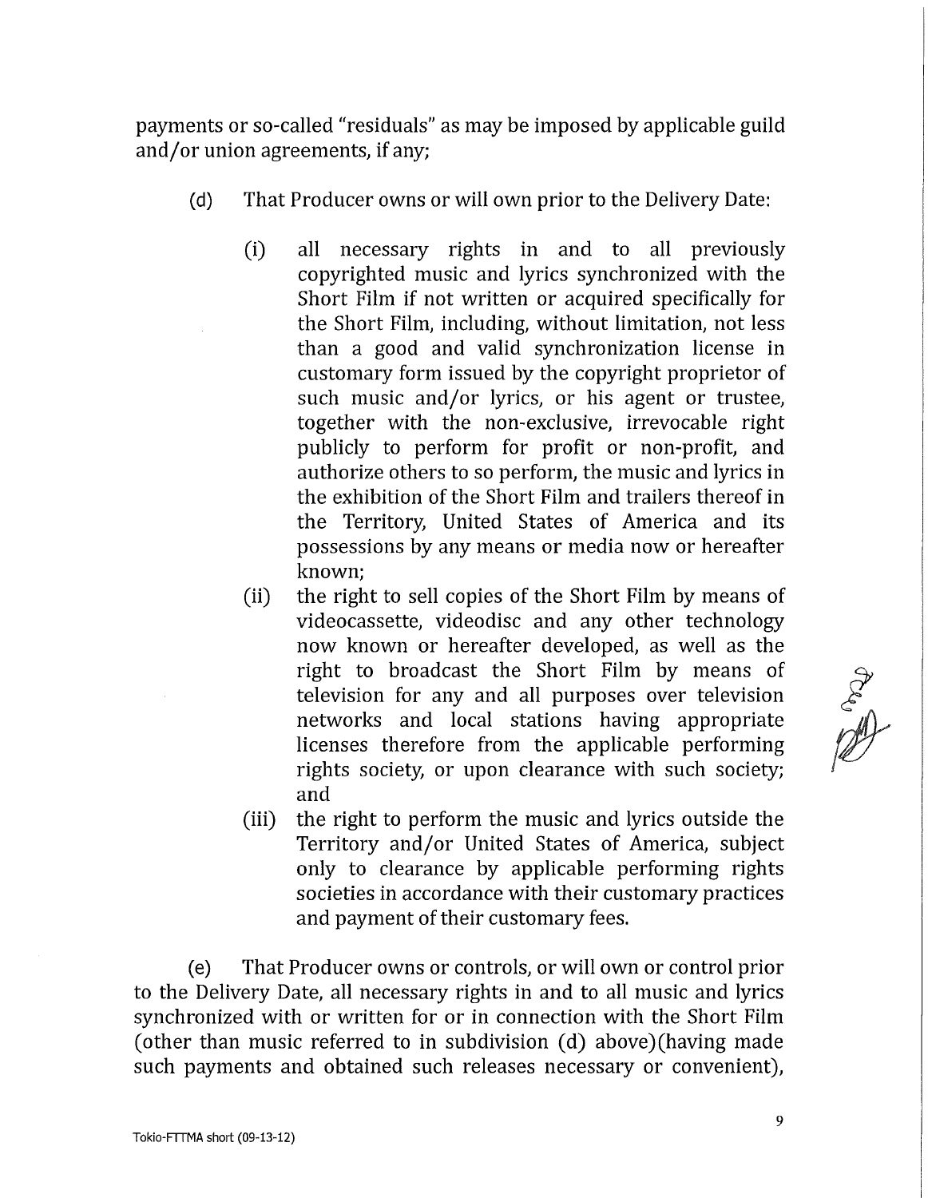payments or so-called "residuals" as may be imposed by applicable guild and/or union agreements, if any;

(d) That Producer owns or will own prior to the Delivery Date:

(i) all necessary rights in and to all previously copyrighted music and lyrics synchronized with the Short Film if not written or acquired specifically for the Short Film, including, without limitation, not less than a good and valid synchronization license in customary form issued by the copyright proprietor of such music and/or lyrics, or his agent or trustee, together with the non-exclusive, irrevocable right publicly to perform for profit or non-profit, and authorize others to so perform, the music and lyrics in the exhibition of the Short Film and trailers thereof in the Territory, United States of America and its possessions by any means or media now or hereafter known;

(ii) the right to sell copies of the Short Film by means of videocassette, videodisc and any other technology now known or hereafter developed, as well as the right to broadcast the Short Film by means of television for any and all purposes over television networks and local stations having appropriate licenses therefore from the applicable performing rights society, or upon clearance with such society; and

(iii) the right to perform the music and lyrics outside the Territory and/or United States of America, subject only to clearance by applicable performing rights societies in accordance with their customary practices and payment of their customary fees.

(e) That Producer owns or controls, or will own or control prior to the Delivery Date, all necessary rights in and to all music and lyrics synchronized with or written for or in connection with the Short Film (other than music referred to in subdivision (d) above)(having made such payments and obtained such releases necessary or convenient),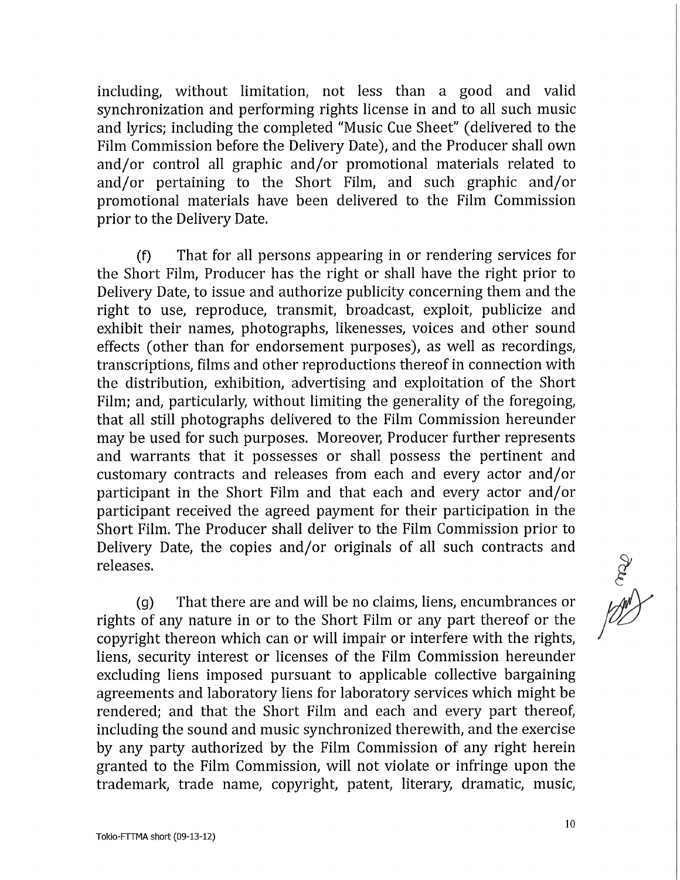including, without limitation, not less than a good and valid synchronization and performing rights license in and to all such music and lyrics; including the completed "Music Cue Sheet" (delivered to the Film Commission before the Delivery Date), and the Producer shall own and/or control all graphic and/or promotional materials related to and/or pertaining to the Short Film, and such graphic and/or promotional materials have been delivered to the Film Commission prior to the Delivery Date.

(f) That for all persons appearing in or rendering services for the Short Film, Producer has the right or shall have the right prior to Delivery Date, to issue and authorize publicity concerning them and the right to use, reproduce, transmit, broadcast, exploit, publicize and exhibit their names, photographs, likenesses, voices and other sound effects (other than for endorsement purposes), as well as recordings, transcriptions, films and other reproductions thereof in connection with the distribution, exhibition, advertising and exploitation of the Short Film; and, particularly, without limiting the generality of the foregoing, that all still photographs delivered to the Film Commission hereunder may be used for such purposes. Moreover, Producer further represents and warrants that it possesses or shall possess the pertinent and customary contracts and releases from each and every actor and/or participant in the Short Film and that each and every actor and/or participant received the agreed payment for their participation in the Short Film. The Producer shall deliver to the Film Commission prior to Delivery Date, the copies and/or originals of all such contracts and releases.

(g) That there are and will be no claims, liens, encumbrances or rights of any nature in or to the Short Film or any part thereof or the copyright thereon which can or will impair or interfere with the rights, liens, security interest or licenses of the Film Commission hereunder excluding liens imposed pursuant to applicable collective bargaining agreements and laboratory liens for laboratory services which might be rendered; and that the Short Film and each and every part thereof, including the sound and music synchronized therewith, and the exercise by any party authorized by the Film Commission of any right herein granted to the Film Commission, will not violate or infringe upon the trademark, trade name, copyright, patent, literary, dramatic, music,

Tokio-FTTMA short (09-13-12)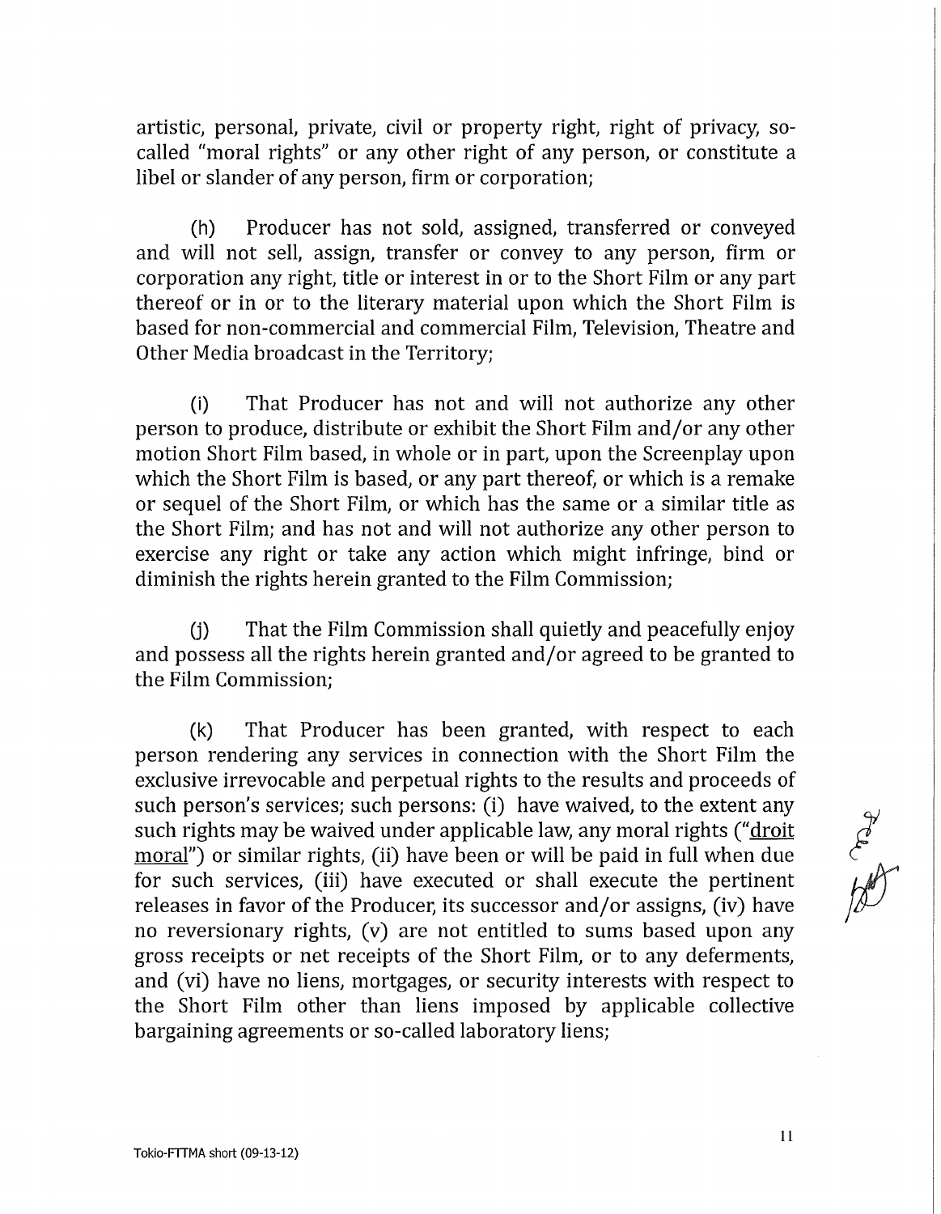artistic, personal, private, civil or property right, right of privacy, so-called "moral rights" or any other right of any person, or constitute a libel or slander of any person, firm or corporation;

(h) Producer has not sold, assigned, transferred or conveyed and will not sell, assign, transfer or convey to any person, firm or corporation any right, title or interest in or to the Short Film or any part thereof or in or to the literary material upon which the Short Film is based for non-commercial and commercial Film, Television, Theatre and Other Media broadcast in the Territory;

(i) That Producer has not and will not authorize any other person to produce, distribute or exhibit the Short Film and/or any other motion Short Film based, in whole or in part, upon the Screenplay upon which the Short Film is based, or any part thereof, or which is a remake or sequel of the Short Film, or which has the same or a similar title as the Short Film; and has not and will not authorize any other person to exercise any right or take any action which might infringe, bind or diminish the rights herein granted to the Film Commission;

(j) That the Film Commission shall quietly and peacefully enjoy and possess all the rights herein granted and/or agreed to be granted to the Film Commission;

(k) That Producer has been granted, with respect to each person rendering any services in connection with the Short Film the exclusive irrevocable and perpetual rights to the results and proceeds of such person's services; such persons: (i) have waived, to the extent any such rights may be waived under applicable law, any moral rights ("droit moral") or similar rights, (ii) have been or will be paid in full when due for such services, (iii) have executed or shall execute the pertinent releases in favor of the Producer, its successor and/or assigns, (iv) have no reversionary rights, (v) are not entitled to sums based upon any gross receipts or net receipts of the Short Film, or to any deferments, and (vi) have no liens, mortgages, or security interests with respect to the Short Film other than liens imposed by applicable collective bargaining agreements or so-called laboratory liens;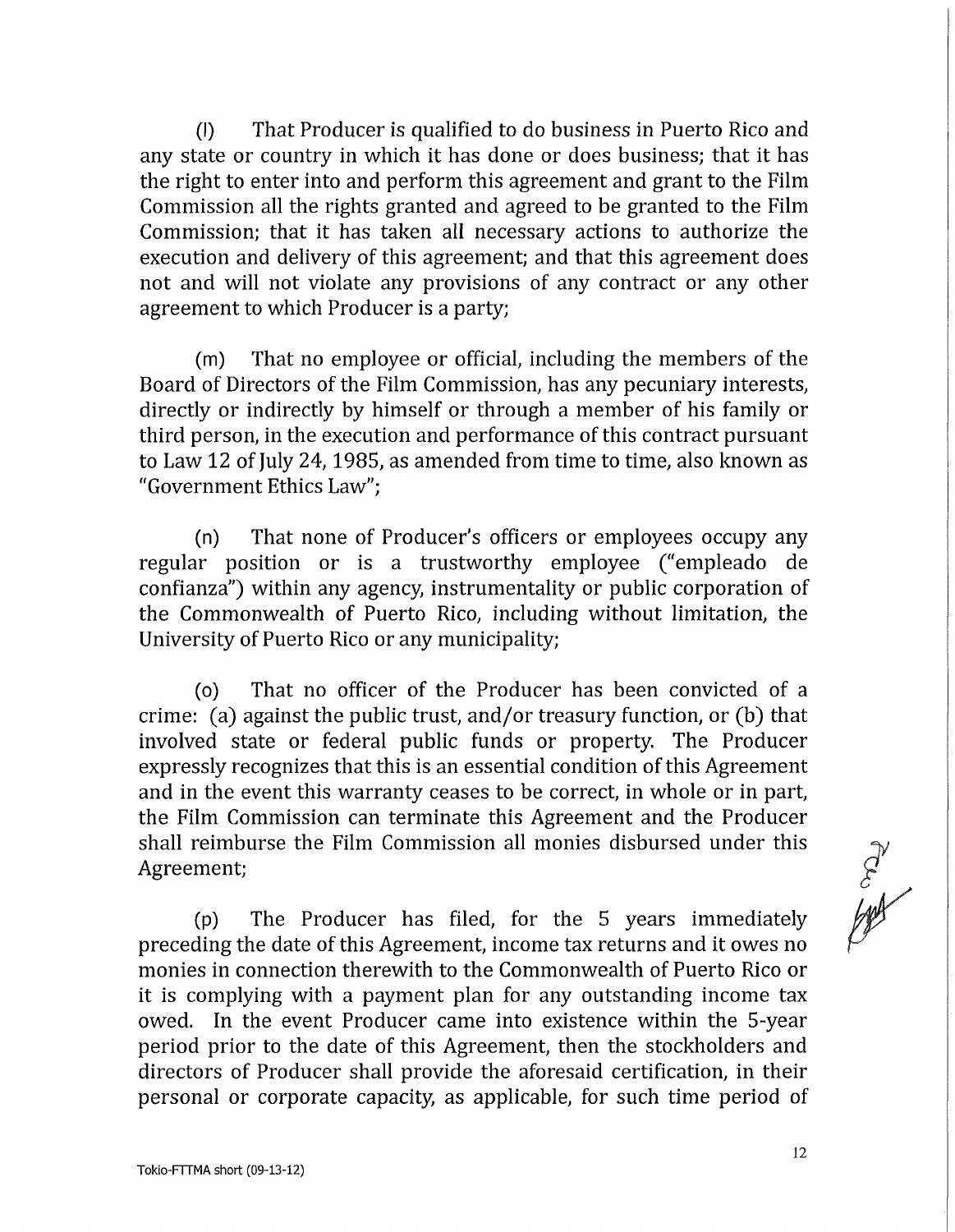(l) That Producer is qualified to do business in Puerto Rico and any state or country in which it has done or does business; that it has the right to enter into and perform this agreement and grant to the Film Commission all the rights granted and agreed to be granted to the Film Commission; that it has taken all necessary actions to authorize the execution and delivery of this agreement; and that this agreement does not and will not violate any provisions of any contract or any other agreement to which Producer is a party;

(m) That no employee or official, including the members of the Board of Directors of the Film Commission, has any pecuniary interests, directly or indirectly by himself or through a member of his family or third person, in the execution and performance of this contract pursuant to Law 12 of July 24, 1985, as amended from time to time, also known as "Government Ethics Law";

(n) That none of Producer's officers or employees occupy any regular position or is a trustworthy employee ("empleado de confianza") within any agency, instrumentality or public corporation of the Commonwealth of Puerto Rico, including without limitation, the University of Puerto Rico or any municipality;

(o) That no officer of the Producer has been convicted of a crime: (a) against the public trust, and/or treasury function, or (b) that involved state or federal public funds or property. The Producer expressly recognizes that this is an essential condition of this Agreement and in the event this warranty ceases to be correct, in whole or in part, the Film Commission can terminate this Agreement and the Producer shall reimburse the Film Commission all monies disbursed under this Agreement;

(p) The Producer has filed, for the 5 years immediately preceding the date of this Agreement, income tax returns and it owes no monies in connection therewith to the Commonwealth of Puerto Rico or it is complying with a payment plan for any outstanding income tax owed. In the event Producer came into existence within the 5-year period prior to the date of this Agreement, then the stockholders and directors of Producer shall provide the aforesaid certification, in their personal or corporate capacity, as applicable, for such time period of

Tokio-FTTMA short (09-13-12)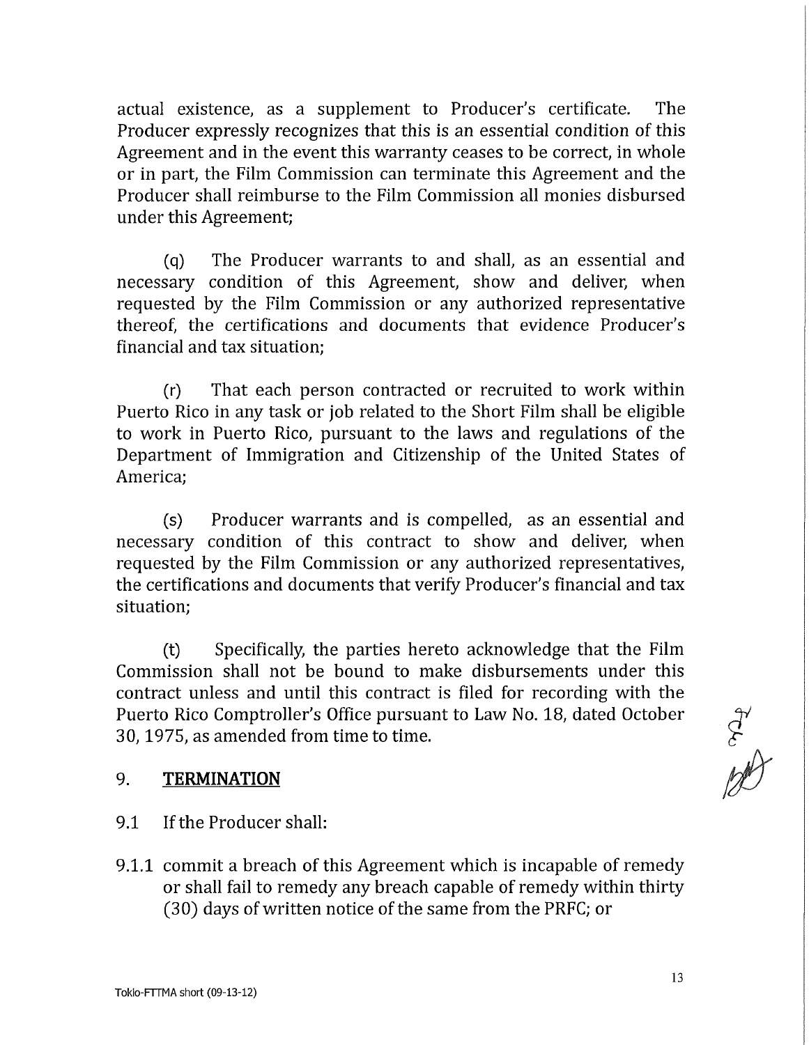actual existence, as a supplement to Producer's certificate. The Producer expressly recognizes that this is an essential condition of this Agreement and in the event this warranty ceases to be correct, in whole or in part, the Film Commission can terminate this Agreement and the Producer shall reimburse to the Film Commission all monies disbursed under this Agreement;

(q) The Producer warrants to and shall, as an essential and necessary condition of this Agreement, show and deliver, when requested by the Film Commission or any authorized representative thereof, the certifications and documents that evidence Producer's financial and tax situation;

(r) That each person contracted or recruited to work within Puerto Rico in any task or job related to the Short Film shall be eligible to work in Puerto Rico, pursuant to the laws and regulations of the Department of Immigration and Citizenship of the United States of America;

(s) Producer warrants and is compelled, as an essential and necessary condition of this contract to show and deliver, when requested by the Film Commission or any authorized representatives, the certifications and documents that verify Producer's financial and tax situation;

(t) Specifically, the parties hereto acknowledge that the Film Commission shall not be bound to make disbursements under this contract unless and until this contract is filed for recording with the Puerto Rico Comptroller's Office pursuant to Law No. 18, dated October 30, 1975, as amended from time to time.

## 9. **TERMINATION**

9.1 If the Producer shall:

9.1.1 commit a breach of this Agreement which is incapable of remedy or shall fail to remedy any breach capable of remedy within thirty (30) days of written notice of the same from the PRFC; or

Toklo-FTTMA short (09-13-12)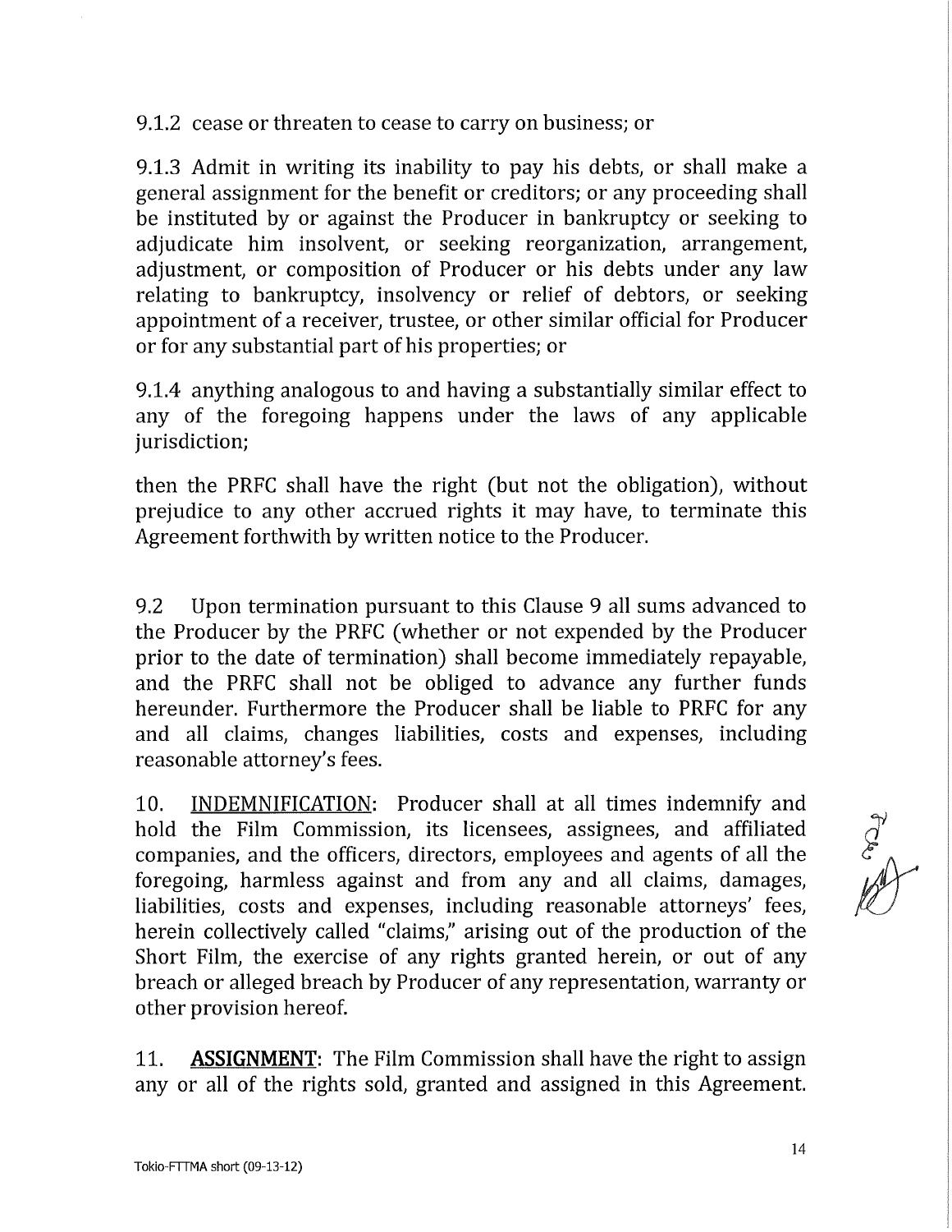9.1.2 cease or threaten to cease to carry on business; or

9.1.3 Admit in writing its inability to pay his debts, or shall make a general assignment for the benefit or creditors; or any proceeding shall be instituted by or against the Producer in bankruptcy or seeking to adjudicate him insolvent, or seeking reorganization, arrangement, adjustment, or composition of Producer or his debts under any law relating to bankruptcy, insolvency or relief of debtors, or seeking appointment of a receiver, trustee, or other similar official for Producer or for any substantial part of his properties; or

9.1.4 anything analogous to and having a substantially similar effect to any of the foregoing happens under the laws of any applicable jurisdiction;

then the PRFC shall have the right (but not the obligation), without prejudice to any other accrued rights it may have, to terminate this Agreement forthwith by written notice to the Producer.

9.2 Upon termination pursuant to this Clause 9 all sums advanced to the Producer by the PRFC (whether or not expended by the Producer prior to the date of termination) shall become immediately repayable, and the PRFC shall not be obliged to advance any further funds hereunder. Furthermore the Producer shall be liable to PRFC for any and all claims, changes liabilities, costs and expenses, including reasonable attorney's fees.

10. <u>INDEMNIFICATION</u>: Producer shall at all times indemnify and hold the Film Commission, its licensees, assignees, and affiliated companies, and the officers, directors, employees and agents of all the foregoing, harmless against and from any and all claims, damages, liabilities, costs and expenses, including reasonable attorneys' fees, herein collectively called "claims," arising out of the production of the Short Film, the exercise of any rights granted herein, or out of any breach or alleged breach by Producer of any representation, warranty or other provision hereof.

11. **<u>ASSIGNMENT</u>**: The Film Commission shall have the right to assign any or all of the rights sold, granted and assigned in this Agreement.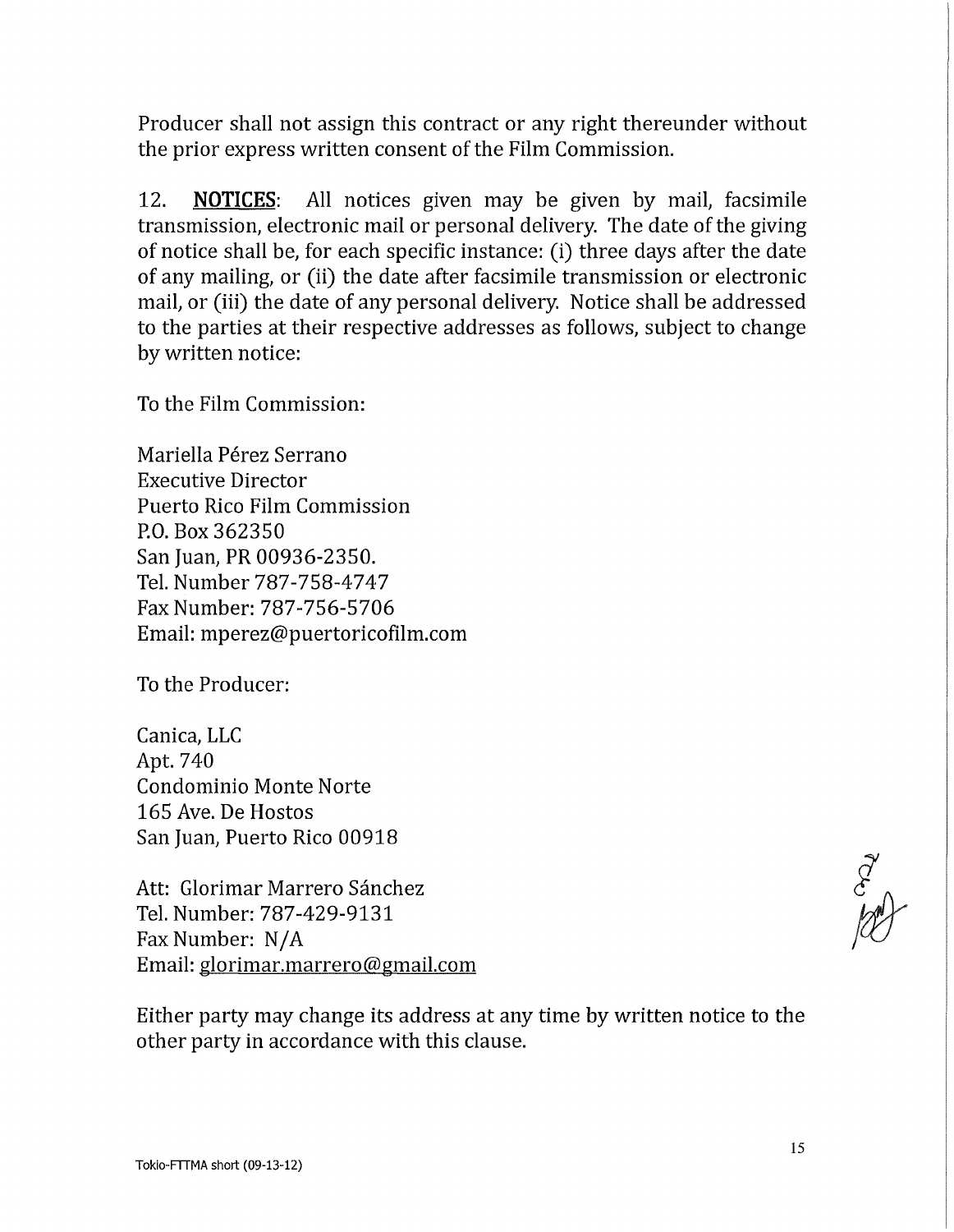Producer shall not assign this contract or any right thereunder without the prior express written consent of the Film Commission.

12. **NOTICES**: All notices given may be given by mail, facsimile transmission, electronic mail or personal delivery. The date of the giving of notice shall be, for each specific instance: (i) three days after the date of any mailing, or (ii) the date after facsimile transmission or electronic mail, or (iii) the date of any personal delivery. Notice shall be addressed to the parties at their respective addresses as follows, subject to change by written notice:

To the Film Commission:

Mariella Pérez Serrano
Executive Director
Puerto Rico Film Commission
P.O. Box 362350
San Juan, PR 00936-2350.
Tel. Number 787-758-4747
Fax Number: 787-756-5706
Email: mperez@puertoricofilm.com

To the Producer:

Canica, LLC
Apt. 740
Condominio Monte Norte
165 Ave. De Hostos
San Juan, Puerto Rico 00918

Att: Glorimar Marrero Sánchez
Tel. Number: 787-429-9131
Fax Number: N/A
Email: glorimar.marrero@gmail.com

Either party may change its address at any time by written notice to the other party in accordance with this clause.

Tokio-FTTMA short (09-13-12)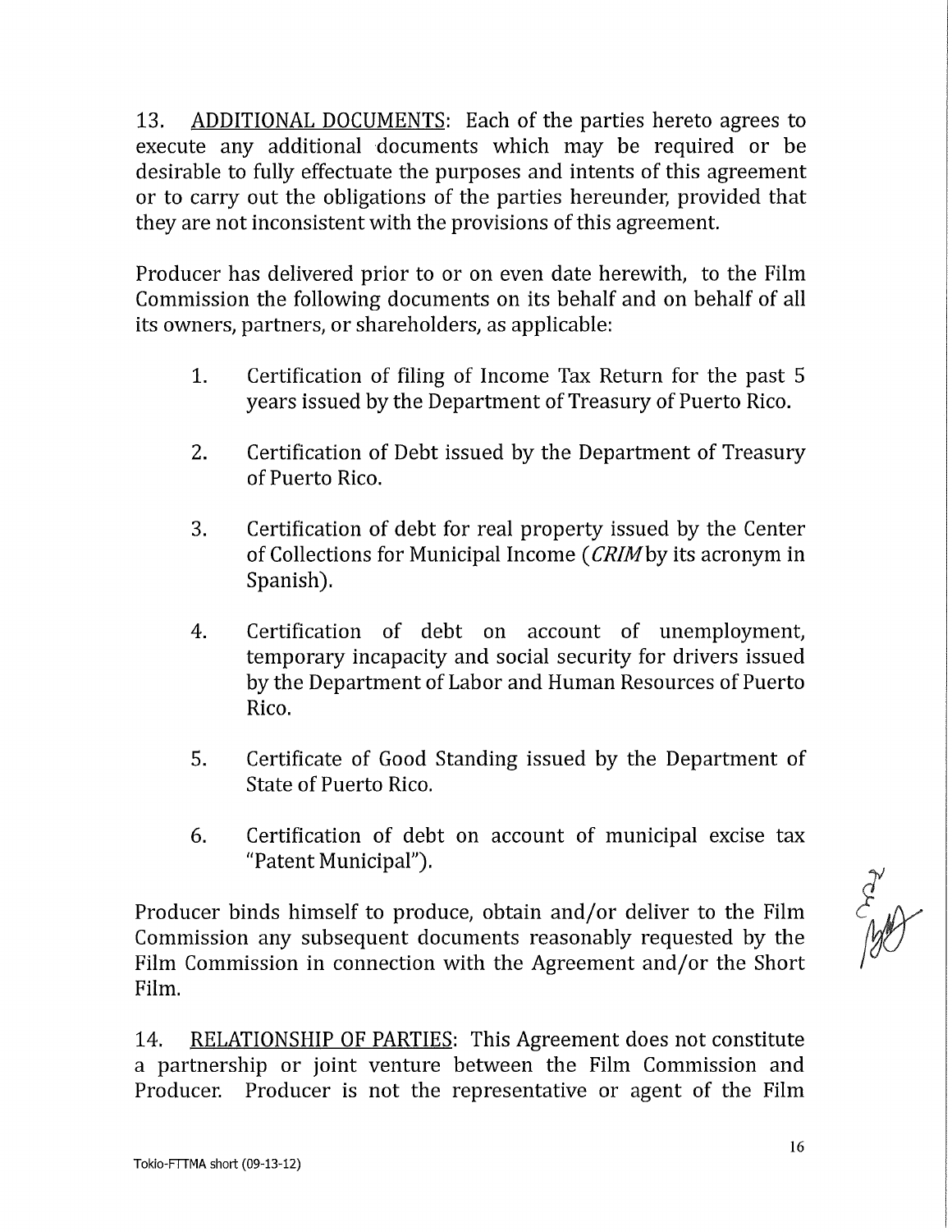13. <u>ADDITIONAL DOCUMENTS</u>: Each of the parties hereto agrees to execute any additional documents which may be required or be desirable to fully effectuate the purposes and intents of this agreement or to carry out the obligations of the parties hereunder, provided that they are not inconsistent with the provisions of this agreement.

Producer has delivered prior to or on even date herewith, to the Film Commission the following documents on its behalf and on behalf of all its owners, partners, or shareholders, as applicable:

1. Certification of filing of Income Tax Return for the past 5 years issued by the Department of Treasury of Puerto Rico.

2. Certification of Debt issued by the Department of Treasury of Puerto Rico.

3. Certification of debt for real property issued by the Center of Collections for Municipal Income (*CRIM* by its acronym in Spanish).

4. Certification of debt on account of unemployment, temporary incapacity and social security for drivers issued by the Department of Labor and Human Resources of Puerto Rico.

5. Certificate of Good Standing issued by the Department of State of Puerto Rico.

6. Certification of debt on account of municipal excise tax "Patent Municipal").

Producer binds himself to produce, obtain and/or deliver to the Film Commission any subsequent documents reasonably requested by the Film Commission in connection with the Agreement and/or the Short Film.

14. <u>RELATIONSHIP OF PARTIES</u>: This Agreement does not constitute a partnership or joint venture between the Film Commission and Producer. Producer is not the representative or agent of the Film

Tokio-FTTMA short (09-13-12)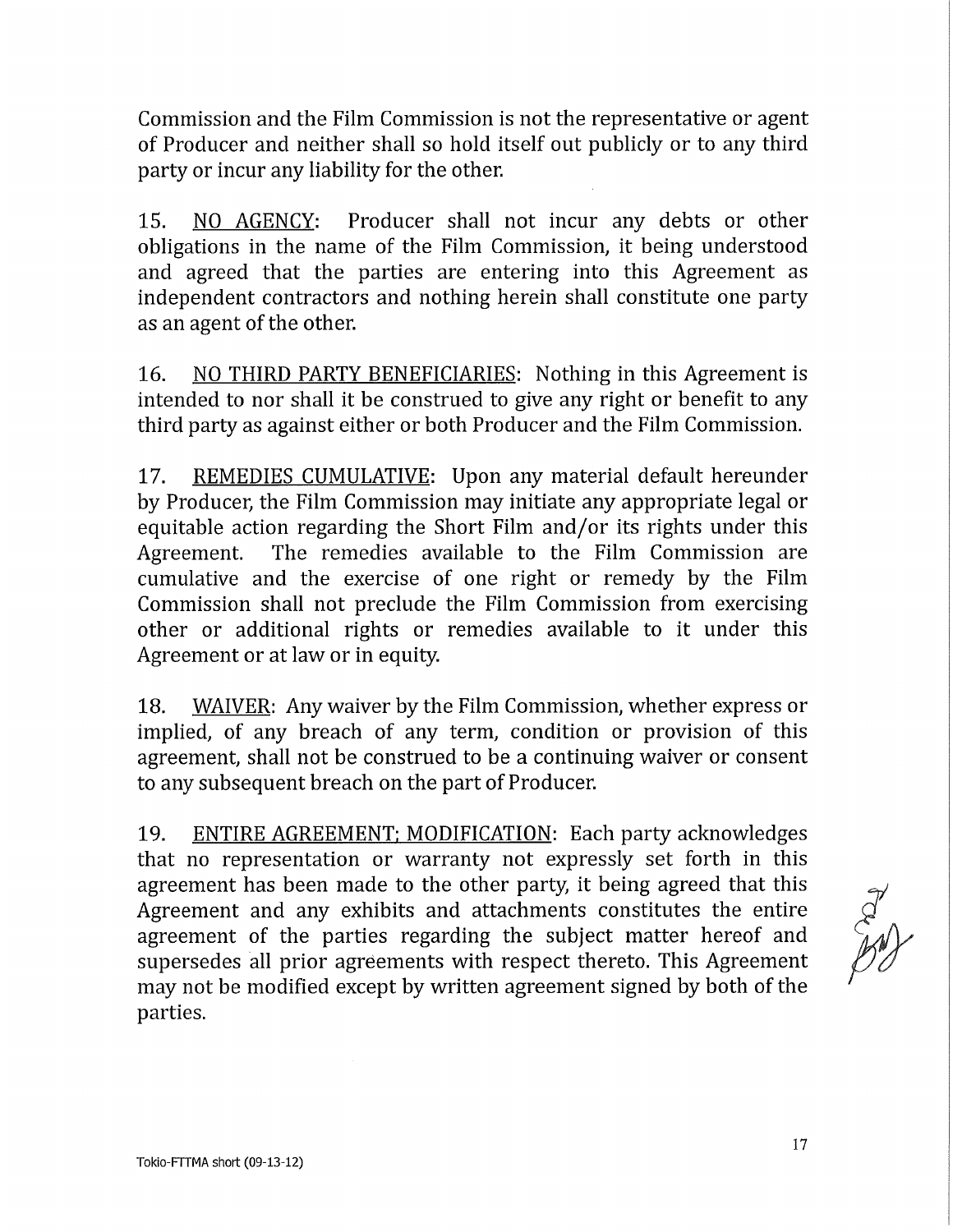Commission and the Film Commission is not the representative or agent of Producer and neither shall so hold itself out publicly or to any third party or incur any liability for the other.

15. <u>NO AGENCY</u>: Producer shall not incur any debts or other obligations in the name of the Film Commission, it being understood and agreed that the parties are entering into this Agreement as independent contractors and nothing herein shall constitute one party as an agent of the other.

16. <u>NO THIRD PARTY BENEFICIARIES</u>: Nothing in this Agreement is intended to nor shall it be construed to give any right or benefit to any third party as against either or both Producer and the Film Commission.

17. <u>REMEDIES CUMULATIVE</u>: Upon any material default hereunder by Producer, the Film Commission may initiate any appropriate legal or equitable action regarding the Short Film and/or its rights under this Agreement. The remedies available to the Film Commission are cumulative and the exercise of one right or remedy by the Film Commission shall not preclude the Film Commission from exercising other or additional rights or remedies available to it under this Agreement or at law or in equity.

18. <u>WAIVER</u>: Any waiver by the Film Commission, whether express or implied, of any breach of any term, condition or provision of this agreement, shall not be construed to be a continuing waiver or consent to any subsequent breach on the part of Producer.

19. <u>ENTIRE AGREEMENT; MODIFICATION</u>: Each party acknowledges that no representation or warranty not expressly set forth in this agreement has been made to the other party, it being agreed that this Agreement and any exhibits and attachments constitutes the entire agreement of the parties regarding the subject matter hereof and supersedes all prior agreements with respect thereto. This Agreement may not be modified except by written agreement signed by both of the parties.

Tokio-FTTMA short (09-13-12)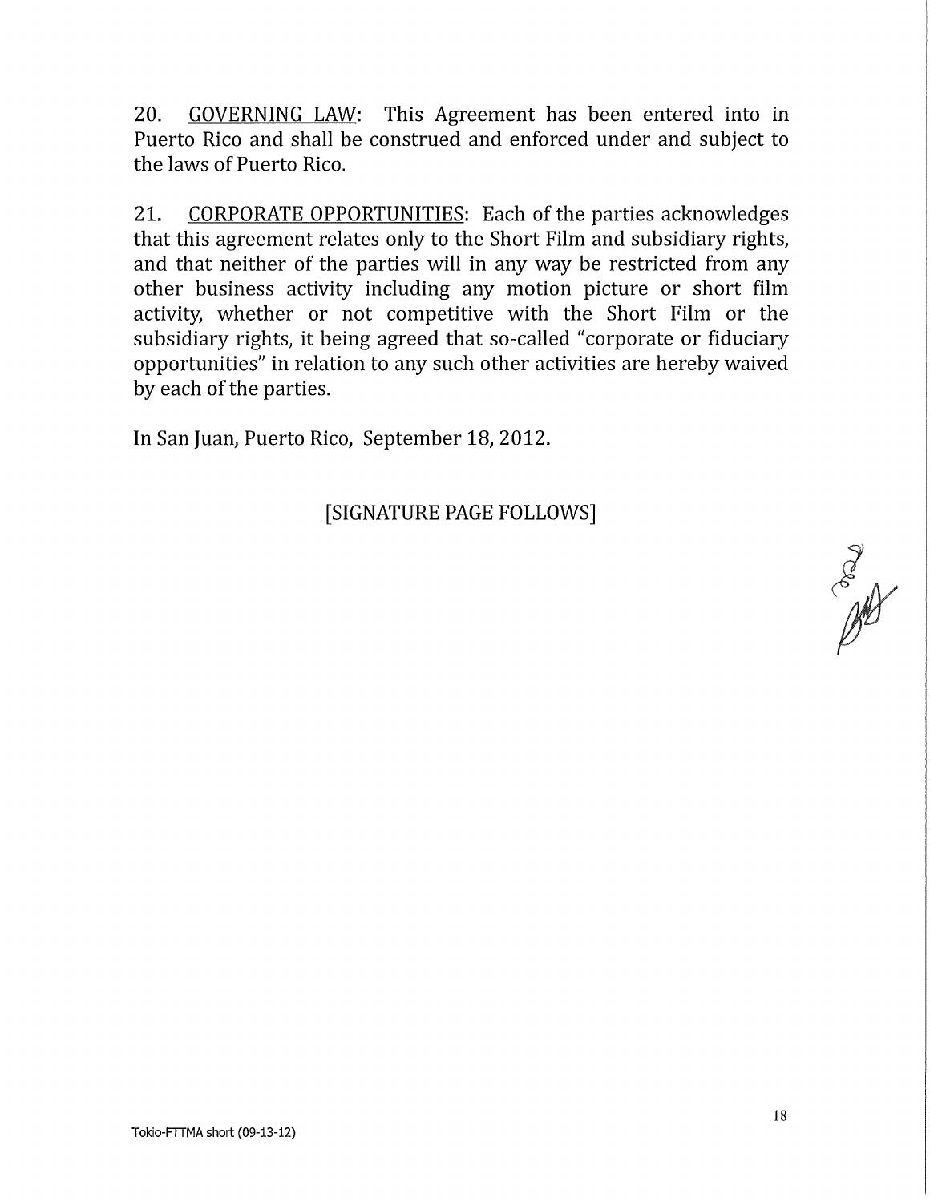20. GOVERNING LAW: This Agreement has been entered into in Puerto Rico and shall be construed and enforced under and subject to the laws of Puerto Rico.

21. CORPORATE OPPORTUNITIES: Each of the parties acknowledges that this agreement relates only to the Short Film and subsidiary rights, and that neither of the parties will in any way be restricted from any other business activity including any motion picture or short film activity, whether or not competitive with the Short Film or the subsidiary rights, it being agreed that so-called "corporate or fiduciary opportunities" in relation to any such other activities are hereby waived by each of the parties.

In San Juan, Puerto Rico, September 18, 2012.

[SIGNATURE PAGE FOLLOWS]

Tokio-FTTMA short (09-13-12)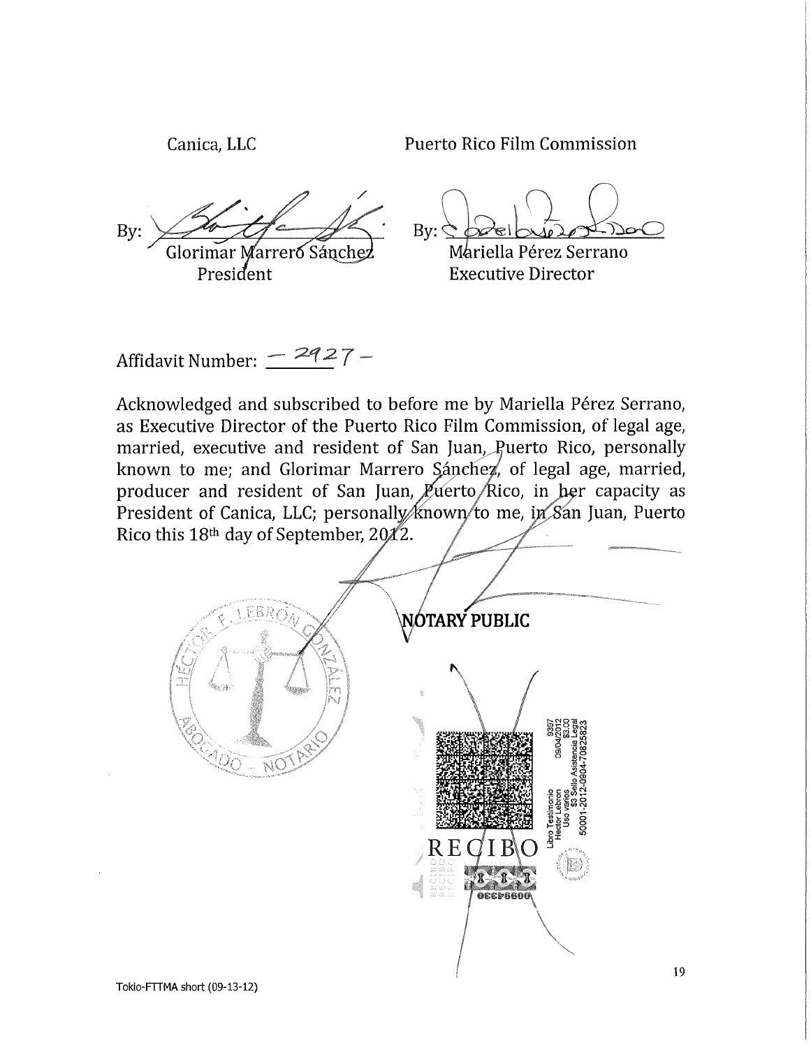Canica, LLC

By: ______________________
Glorimar Marrero Sánchez
President

Puerto Rico Film Commission

By: ______________________
Mariella Pérez Serrano
Executive Director

Affidavit Number: – 2927 –

Acknowledged and subscribed to before me by Mariella Pérez Serrano, as Executive Director of the Puerto Rico Film Commission, of legal age, married, executive and resident of San Juan, Puerto Rico, personally known to me; and Glorimar Marrero Sánchez, of legal age, married, producer and resident of San Juan, Puerto Rico, in her capacity as President of Canica, LLC; personally known to me, in San Juan, Puerto Rico this 18th day of September, 2012.

**NOTARY PUBLIC**

HÉCTOR E. LEBRÓN GONZÁLEZ
ABOGADO - NOTARIO

RECIBO

Libro Testimonio
Hector Lebron
Uso varios
$3 Sello Asistencia Legal
50001-2012-0904-70825823
9357
09/04/2012
$3.00

00984330

Tokio-FTTMA short (09-13-12)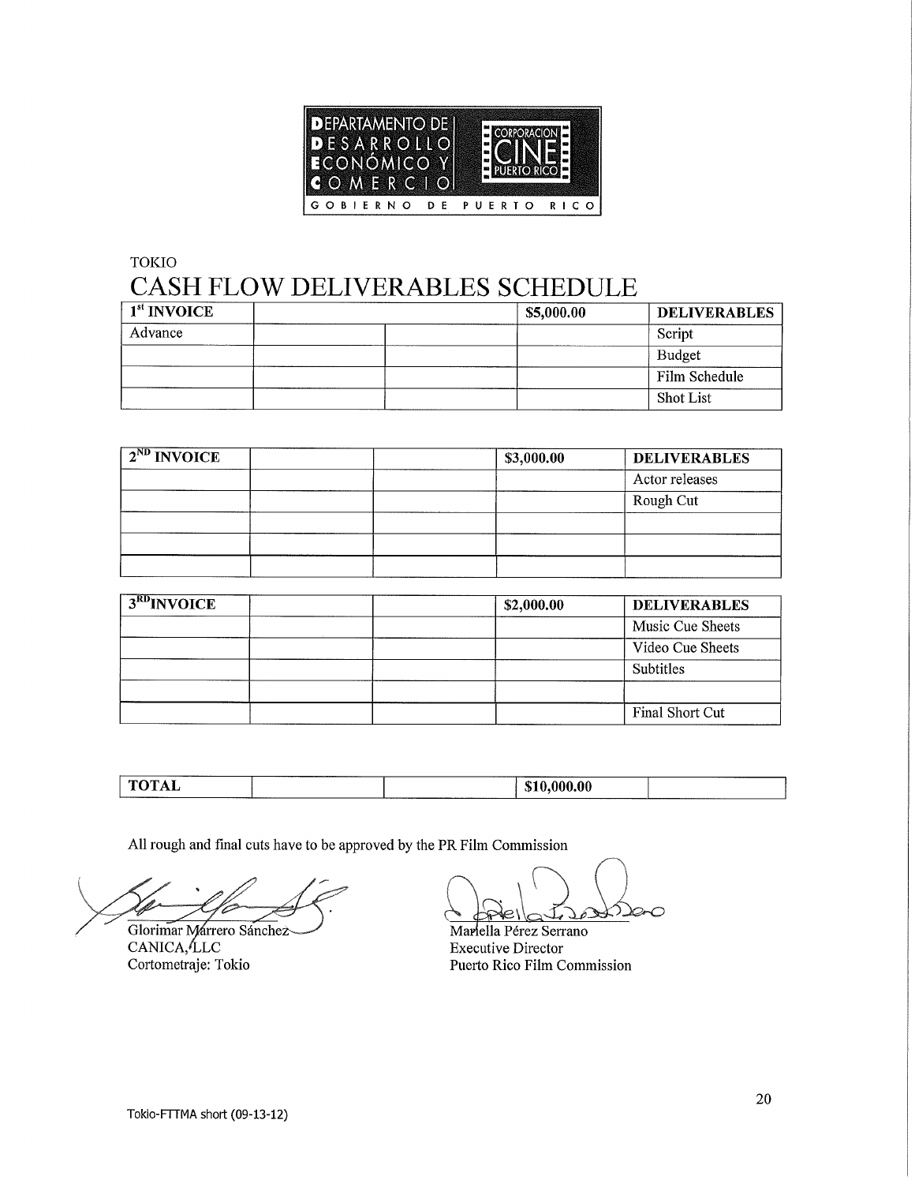DEPARTAMENTO DE DESARROLLO ECONÓMICO Y COMERCIO

CORPORACIÓN CINE PUERTO RICO

GOBIERNO DE PUERTO RICO

TOKIO

# CASH FLOW DELIVERABLES SCHEDULE

| 1st INVOICE | | | $5,000.00 | DELIVERABLES |
|---|---|---|---|---|
| Advance | | | | Script |
| | | | | Budget |
| | | | | Film Schedule |
| | | | | Shot List |

| 2ND INVOICE | | | $3,000.00 | DELIVERABLES |
|---|---|---|---|---|
| | | | | Actor releases |
| | | | | Rough Cut |
| | | | | |
| | | | | |
| | | | | |

| 3RD INVOICE | | | $2,000.00 | DELIVERABLES |
|---|---|---|---|---|
| | | | | Music Cue Sheets |
| | | | | Video Cue Sheets |
| | | | | Subtitles |
| | | | | |
| | | | | Final Short Cut |

| TOTAL | | | $10,000.00 | |
|---|---|---|---|---|

All rough and final cuts have to be approved by the PR Film Commission

Glorimar Marrero Sánchez
CANICA, LLC
Cortometraje: Tokio

Mariella Pérez Serrano
Executive Director
Puerto Rico Film Commission

Tokio-FTTMA short (09-13-12)